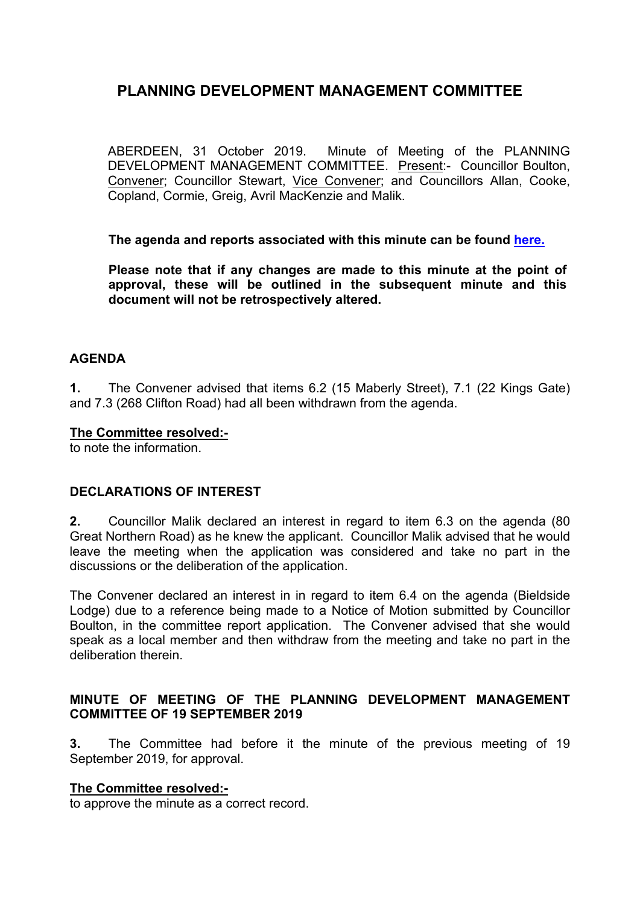# PLANNING DEVELOPMENT MANAGEMENT COMMITTEE

ABERDEEN, 31 October 2019. Minute of Meeting of the PLANNING DEVELOPMENT MANAGEMENT COMMITTEE. Present:- Councillor Boulton, Convener; Councillor Stewart, Vice Convener; and Councillors Allan, Cooke, Copland, Cormie, Greig, Avril MacKenzie and Malik.

**The agenda and reports associated with this minute can be found here.**

**Please note that if any changes are made to this minute at the point of approval, these will be outlined in the subsequent minute and this document will not be retrospectively altered.**

## AGENDA

**1.** The Convener advised that items 6.2 (15 Maberly Street), 7.1 (22 Kings Gate) and 7.3 (268 Clifton Road) had all been withdrawn from the agenda.

**The Committee resolved:-**
to note the information.

## DECLARATIONS OF INTEREST

**2.** Councillor Malik declared an interest in regard to item 6.3 on the agenda (80 Great Northern Road) as he knew the applicant. Councillor Malik advised that he would leave the meeting when the application was considered and take no part in the discussions or the deliberation of the application.

The Convener declared an interest in in regard to item 6.4 on the agenda (Bieldside Lodge) due to a reference being made to a Notice of Motion submitted by Councillor Boulton, in the committee report application. The Convener advised that she would speak as a local member and then withdraw from the meeting and take no part in the deliberation therein.

## MINUTE OF MEETING OF THE PLANNING DEVELOPMENT MANAGEMENT COMMITTEE OF 19 SEPTEMBER 2019

**3.** The Committee had before it the minute of the previous meeting of 19 September 2019, for approval.

**The Committee resolved:-**
to approve the minute as a correct record.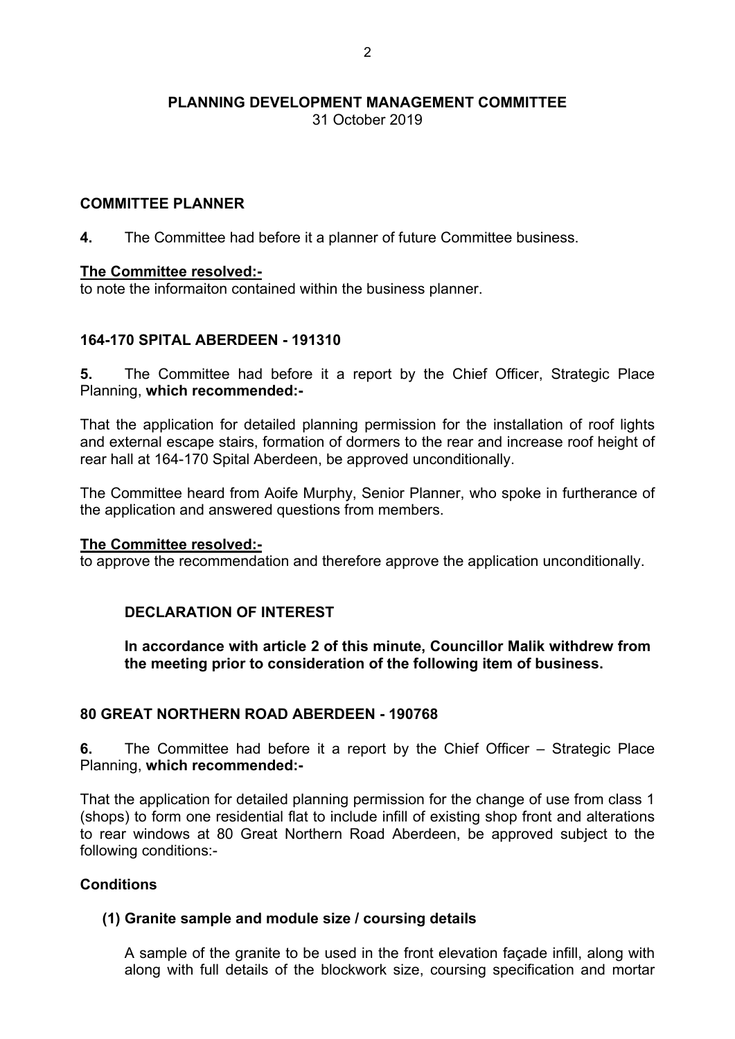**PLANNING DEVELOPMENT MANAGEMENT COMMITTEE**
31 October 2019

**COMMITTEE PLANNER**

**4.** The Committee had before it a planner of future Committee business.

**The Committee resolved:-**
to note the informaiton contained within the business planner.

**164-170 SPITAL ABERDEEN - 191310**

**5.** The Committee had before it a report by the Chief Officer, Strategic Place Planning, **which recommended:-**

That the application for detailed planning permission for the installation of roof lights and external escape stairs, formation of dormers to the rear and increase roof height of rear hall at 164-170 Spital Aberdeen, be approved unconditionally.

The Committee heard from Aoife Murphy, Senior Planner, who spoke in furtherance of the application and answered questions from members.

**The Committee resolved:-**
to approve the recommendation and therefore approve the application unconditionally.

**DECLARATION OF INTEREST**

**In accordance with article 2 of this minute, Councillor Malik withdrew from the meeting prior to consideration of the following item of business.**

**80 GREAT NORTHERN ROAD ABERDEEN - 190768**

**6.** The Committee had before it a report by the Chief Officer – Strategic Place Planning, **which recommended:-**

That the application for detailed planning permission for the change of use from class 1 (shops) to form one residential flat to include infill of existing shop front and alterations to rear windows at 80 Great Northern Road Aberdeen, be approved subject to the following conditions:-

**Conditions**

**(1) Granite sample and module size / coursing details**

A sample of the granite to be used in the front elevation façade infill, along with along with full details of the blockwork size, coursing specification and mortar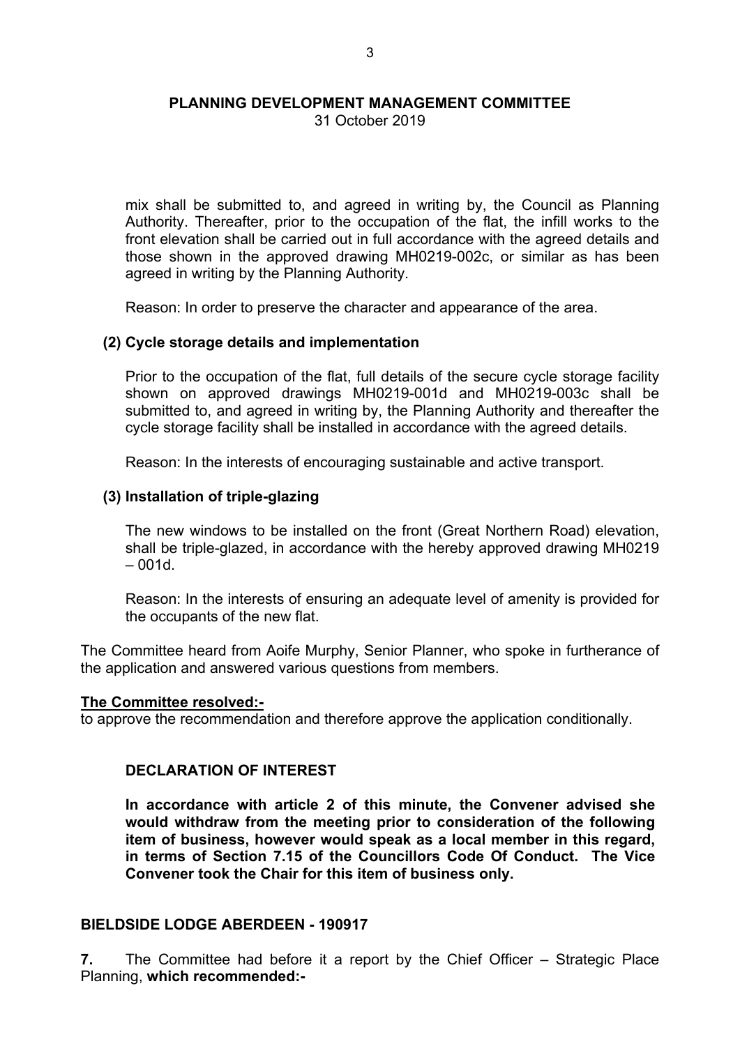mix shall be submitted to, and agreed in writing by, the Council as Planning Authority. Thereafter, prior to the occupation of the flat, the infill works to the front elevation shall be carried out in full accordance with the agreed details and those shown in the approved drawing MH0219-002c, or similar as has been agreed in writing by the Planning Authority.

Reason: In order to preserve the character and appearance of the area.

**(2) Cycle storage details and implementation**

Prior to the occupation of the flat, full details of the secure cycle storage facility shown on approved drawings MH0219-001d and MH0219-003c shall be submitted to, and agreed in writing by, the Planning Authority and thereafter the cycle storage facility shall be installed in accordance with the agreed details.

Reason: In the interests of encouraging sustainable and active transport.

**(3) Installation of triple-glazing**

The new windows to be installed on the front (Great Northern Road) elevation, shall be triple-glazed, in accordance with the hereby approved drawing MH0219 – 001d.

Reason: In the interests of ensuring an adequate level of amenity is provided for the occupants of the new flat.

The Committee heard from Aoife Murphy, Senior Planner, who spoke in furtherance of the application and answered various questions from members.

**The Committee resolved:-**
to approve the recommendation and therefore approve the application conditionally.

**DECLARATION OF INTEREST**

**In accordance with article 2 of this minute, the Convener advised she would withdraw from the meeting prior to consideration of the following item of business, however would speak as a local member in this regard, in terms of Section 7.15 of the Councillors Code Of Conduct. The Vice Convener took the Chair for this item of business only.**

**BIELDSIDE LODGE ABERDEEN - 190917**

**7.** The Committee had before it a report by the Chief Officer – Strategic Place Planning, **which recommended:-**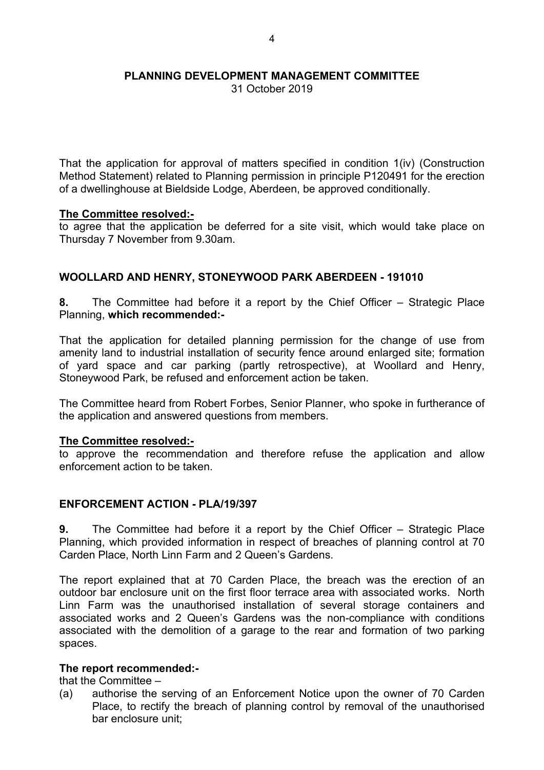PLANNING DEVELOPMENT MANAGEMENT COMMITTEE
31 October 2019

That the application for approval of matters specified in condition 1(iv) (Construction Method Statement) related to Planning permission in principle P120491 for the erection of a dwellinghouse at Bieldside Lodge, Aberdeen, be approved conditionally.

**The Committee resolved:-**
to agree that the application be deferred for a site visit, which would take place on Thursday 7 November from 9.30am.

## WOOLLARD AND HENRY, STONEYWOOD PARK ABERDEEN - 191010

**8.** The Committee had before it a report by the Chief Officer – Strategic Place Planning, **which recommended:-**

That the application for detailed planning permission for the change of use from amenity land to industrial installation of security fence around enlarged site; formation of yard space and car parking (partly retrospective), at Woollard and Henry, Stoneywood Park, be refused and enforcement action be taken.

The Committee heard from Robert Forbes, Senior Planner, who spoke in furtherance of the application and answered questions from members.

**The Committee resolved:-**
to approve the recommendation and therefore refuse the application and allow enforcement action to be taken.

## ENFORCEMENT ACTION - PLA/19/397

**9.** The Committee had before it a report by the Chief Officer – Strategic Place Planning, which provided information in respect of breaches of planning control at 70 Carden Place, North Linn Farm and 2 Queen's Gardens.

The report explained that at 70 Carden Place, the breach was the erection of an outdoor bar enclosure unit on the first floor terrace area with associated works. North Linn Farm was the unauthorised installation of several storage containers and associated works and 2 Queen's Gardens was the non-compliance with conditions associated with the demolition of a garage to the rear and formation of two parking spaces.

**The report recommended:-**
that the Committee –

(a) authorise the serving of an Enforcement Notice upon the owner of 70 Carden Place, to rectify the breach of planning control by removal of the unauthorised bar enclosure unit;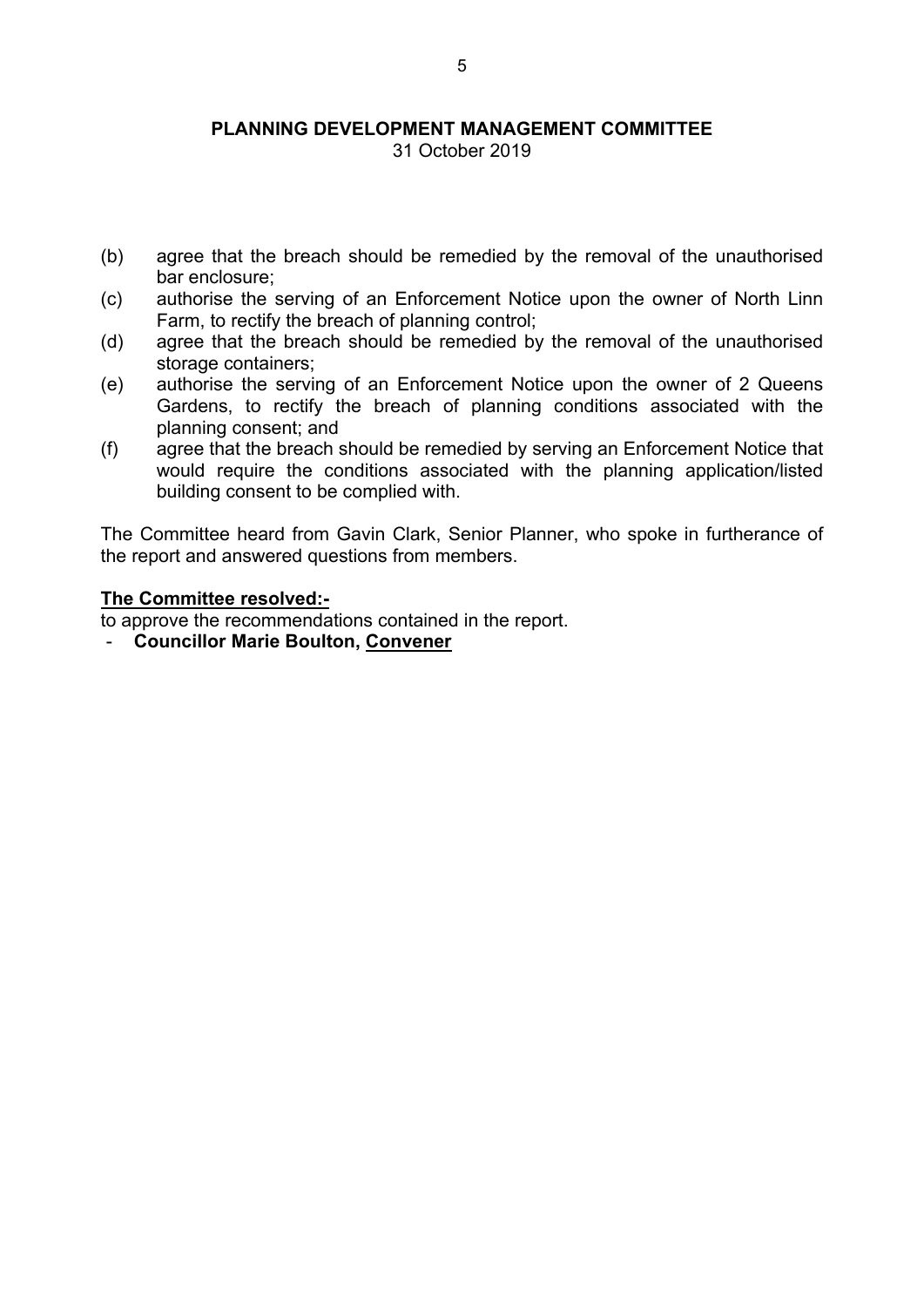(b) agree that the breach should be remedied by the removal of the unauthorised bar enclosure;

(c) authorise the serving of an Enforcement Notice upon the owner of North Linn Farm, to rectify the breach of planning control;

(d) agree that the breach should be remedied by the removal of the unauthorised storage containers;

(e) authorise the serving of an Enforcement Notice upon the owner of 2 Queens Gardens, to rectify the breach of planning conditions associated with the planning consent; and

(f) agree that the breach should be remedied by serving an Enforcement Notice that would require the conditions associated with the planning application/listed building consent to be complied with.

The Committee heard from Gavin Clark, Senior Planner, who spoke in furtherance of the report and answered questions from members.

**The Committee resolved:-**

to approve the recommendations contained in the report.

- **Councillor Marie Boulton, Convener**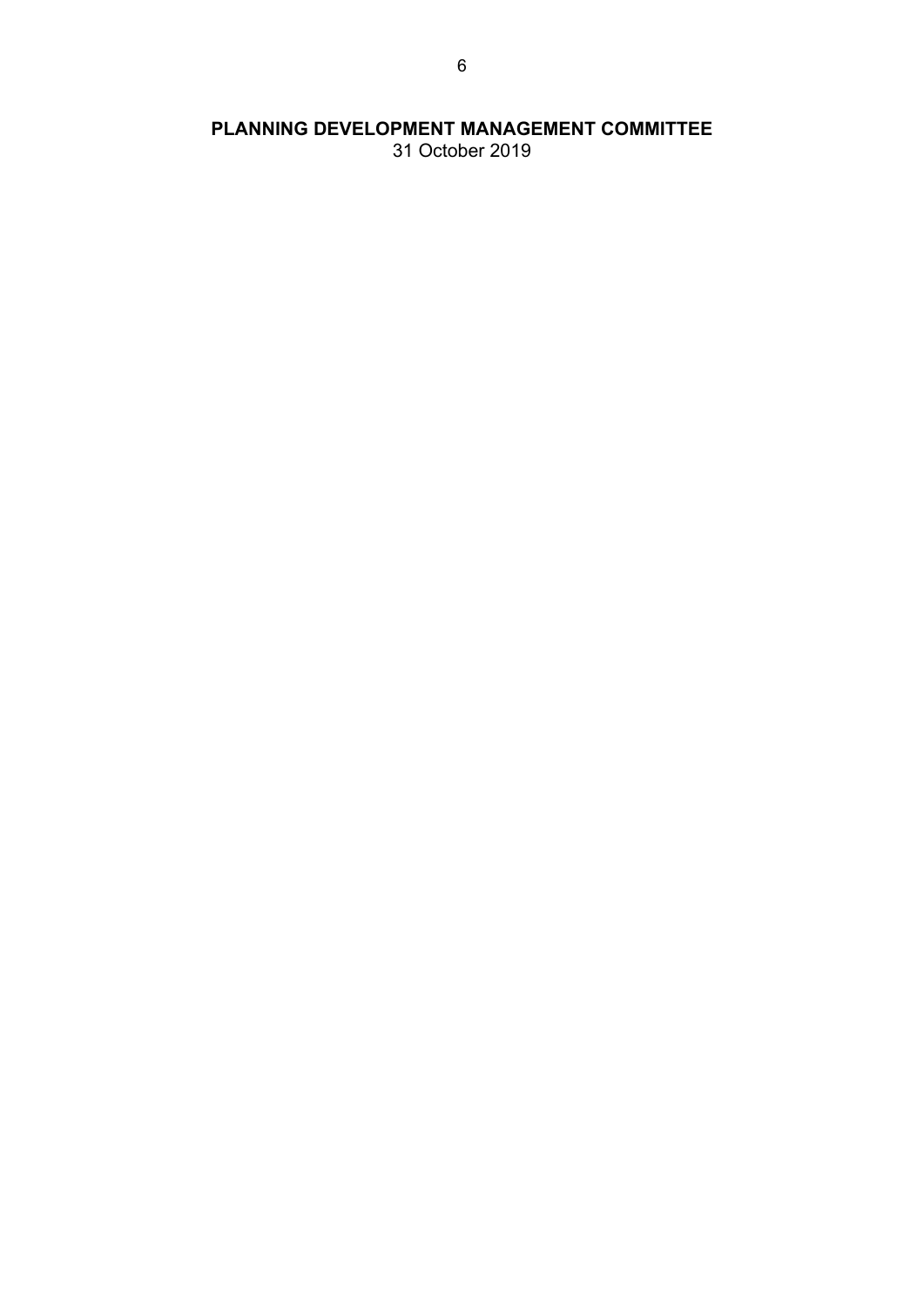**PLANNING DEVELOPMENT MANAGEMENT COMMITTEE**
31 October 2019